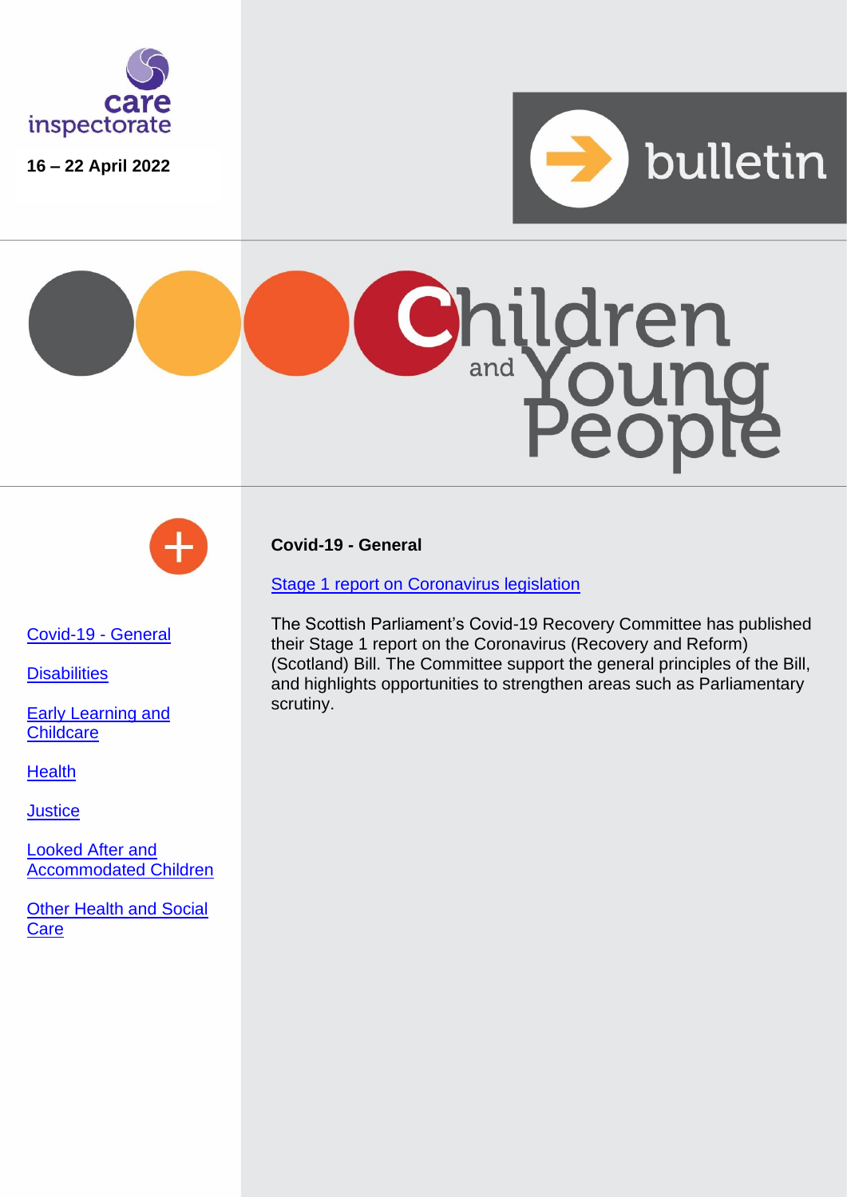care inspectorate

16 – 22 April 2022

bulletin

# Children and Young People

- [Covid-19 - General]()
- [Disabilities]()
- [Early Learning and Childcare]()
- [Health]()
- [Justice]()
- [Looked After and Accommodated Children]()
- [Other Health and Social Care]()

## Covid-19 - General

[Stage 1 report on Coronavirus legislation]()

The Scottish Parliament's Covid-19 Recovery Committee has published their Stage 1 report on the Coronavirus (Recovery and Reform) (Scotland) Bill. The Committee support the general principles of the Bill, and highlights opportunities to strengthen areas such as Parliamentary scrutiny.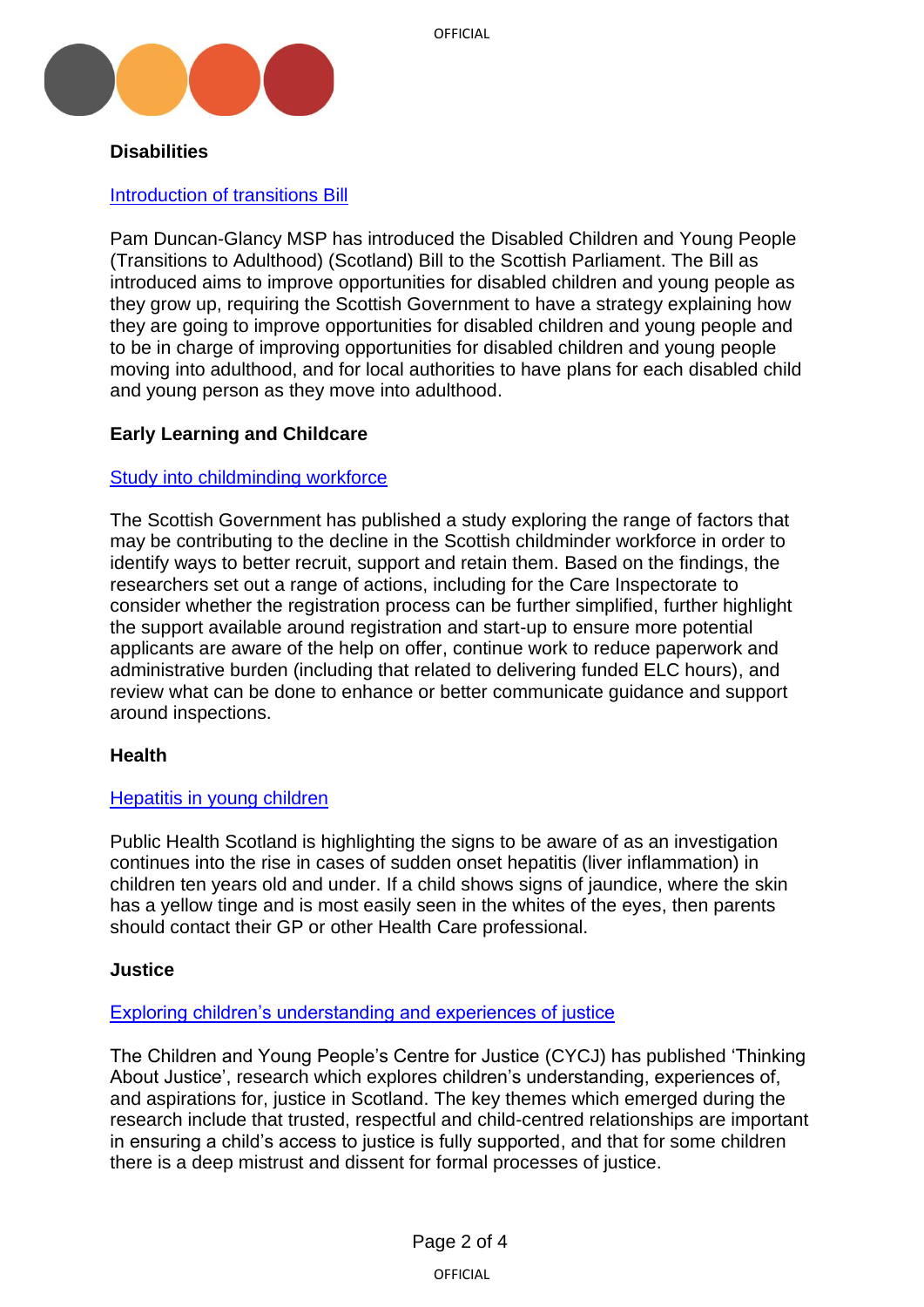## Disabilities

### Introduction of transitions Bill

Pam Duncan-Glancy MSP has introduced the Disabled Children and Young People (Transitions to Adulthood) (Scotland) Bill to the Scottish Parliament. The Bill as introduced aims to improve opportunities for disabled children and young people as they grow up, requiring the Scottish Government to have a strategy explaining how they are going to improve opportunities for disabled children and young people and to be in charge of improving opportunities for disabled children and young people moving into adulthood, and for local authorities to have plans for each disabled child and young person as they move into adulthood.

## Early Learning and Childcare

### Study into childminding workforce

The Scottish Government has published a study exploring the range of factors that may be contributing to the decline in the Scottish childminder workforce in order to identify ways to better recruit, support and retain them. Based on the findings, the researchers set out a range of actions, including for the Care Inspectorate to consider whether the registration process can be further simplified, further highlight the support available around registration and start-up to ensure more potential applicants are aware of the help on offer, continue work to reduce paperwork and administrative burden (including that related to delivering funded ELC hours), and review what can be done to enhance or better communicate guidance and support around inspections.

## Health

### Hepatitis in young children

Public Health Scotland is highlighting the signs to be aware of as an investigation continues into the rise in cases of sudden onset hepatitis (liver inflammation) in children ten years old and under. If a child shows signs of jaundice, where the skin has a yellow tinge and is most easily seen in the whites of the eyes, then parents should contact their GP or other Health Care professional.

## Justice

### Exploring children's understanding and experiences of justice

The Children and Young People's Centre for Justice (CYCJ) has published 'Thinking About Justice', research which explores children's understanding, experiences of, and aspirations for, justice in Scotland. The key themes which emerged during the research include that trusted, respectful and child-centred relationships are important in ensuring a child's access to justice is fully supported, and that for some children there is a deep mistrust and dissent for formal processes of justice.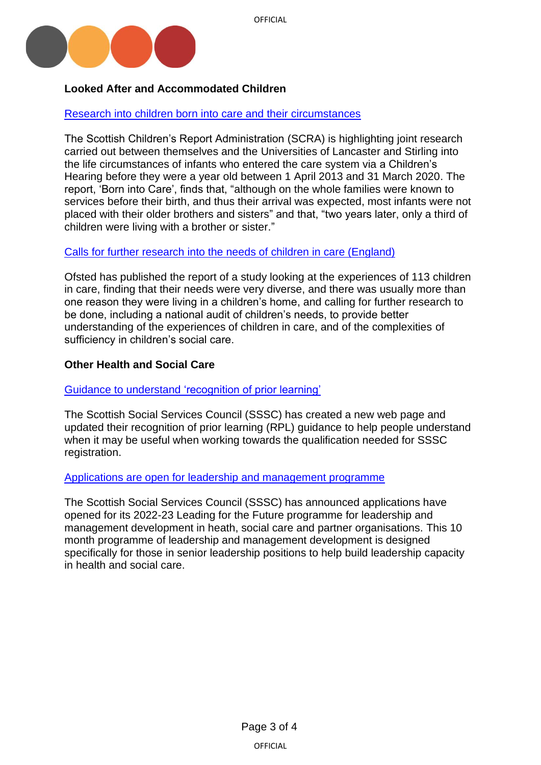**Looked After and Accommodated Children**

Research into children born into care and their circumstances

The Scottish Children's Report Administration (SCRA) is highlighting joint research carried out between themselves and the Universities of Lancaster and Stirling into the life circumstances of infants who entered the care system via a Children's Hearing before they were a year old between 1 April 2013 and 31 March 2020. The report, 'Born into Care', finds that, "although on the whole families were known to services before their birth, and thus their arrival was expected, most infants were not placed with their older brothers and sisters" and that, "two years later, only a third of children were living with a brother or sister."

Calls for further research into the needs of children in care (England)

Ofsted has published the report of a study looking at the experiences of 113 children in care, finding that their needs were very diverse, and there was usually more than one reason they were living in a children's home, and calling for further research to be done, including a national audit of children's needs, to provide better understanding of the experiences of children in care, and of the complexities of sufficiency in children's social care.

**Other Health and Social Care**

Guidance to understand 'recognition of prior learning'

The Scottish Social Services Council (SSSC) has created a new web page and updated their recognition of prior learning (RPL) guidance to help people understand when it may be useful when working towards the qualification needed for SSSC registration.

Applications are open for leadership and management programme

The Scottish Social Services Council (SSSC) has announced applications have opened for its 2022-23 Leading for the Future programme for leadership and management development in heath, social care and partner organisations. This 10 month programme of leadership and management development is designed specifically for those in senior leadership positions to help build leadership capacity in health and social care.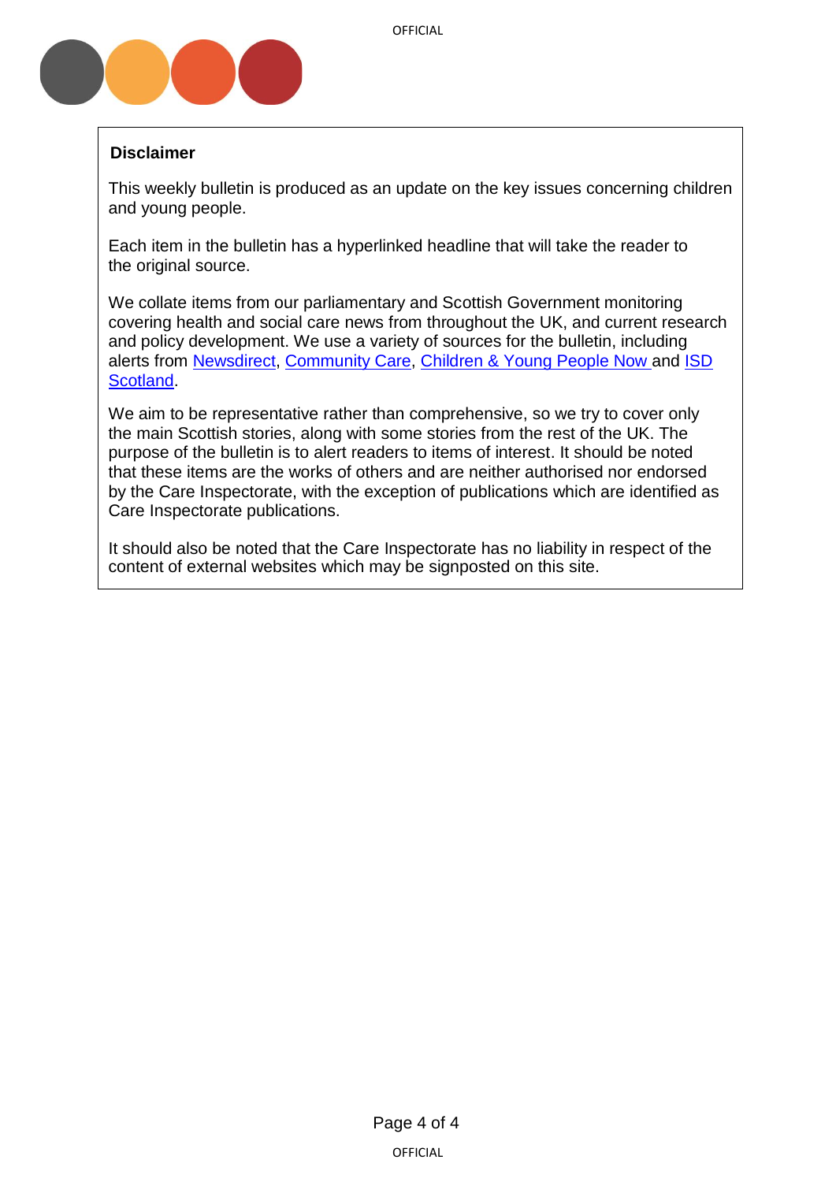**Disclaimer**

This weekly bulletin is produced as an update on the key issues concerning children and young people.

Each item in the bulletin has a hyperlinked headline that will take the reader to the original source.

We collate items from our parliamentary and Scottish Government monitoring covering health and social care news from throughout the UK, and current research and policy development. We use a variety of sources for the bulletin, including alerts from Newsdirect, Community Care, Children & Young People Now and ISD Scotland.

We aim to be representative rather than comprehensive, so we try to cover only the main Scottish stories, along with some stories from the rest of the UK. The purpose of the bulletin is to alert readers to items of interest. It should be noted that these items are the works of others and are neither authorised nor endorsed by the Care Inspectorate, with the exception of publications which are identified as Care Inspectorate publications.

It should also be noted that the Care Inspectorate has no liability in respect of the content of external websites which may be signposted on this site.